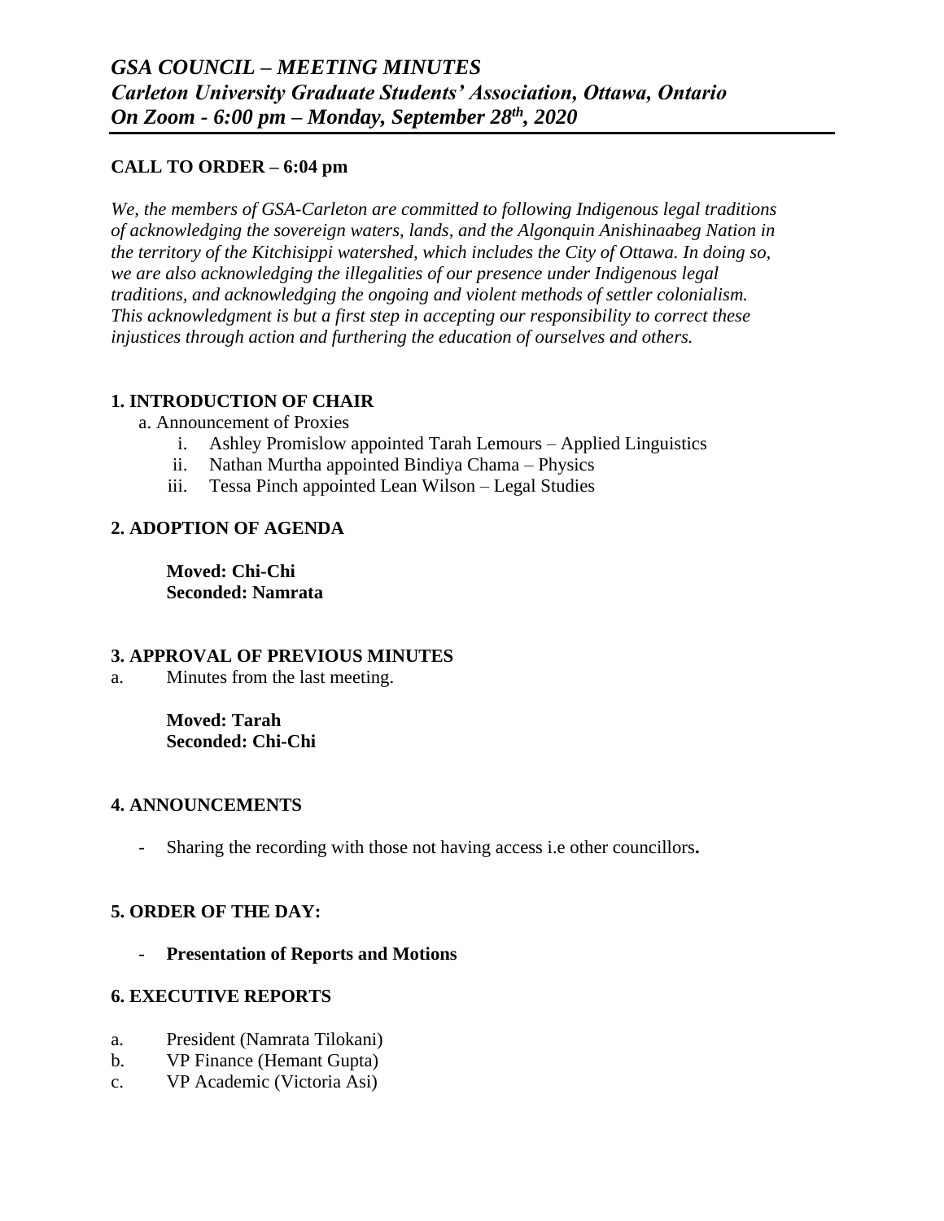# *GSA COUNCIL – MEETING MINUTES*
# *Carleton University Graduate Students' Association, Ottawa, Ontario*
# *On Zoom - 6:00 pm – Monday, September 28th, 2020*

**CALL TO ORDER – 6:04 pm**

*We, the members of GSA-Carleton are committed to following Indigenous legal traditions of acknowledging the sovereign waters, lands, and the Algonquin Anishinaabeg Nation in the territory of the Kitchisippi watershed, which includes the City of Ottawa. In doing so, we are also acknowledging the illegalities of our presence under Indigenous legal traditions, and acknowledging the ongoing and violent methods of settler colonialism. This acknowledgment is but a first step in accepting our responsibility to correct these injustices through action and furthering the education of ourselves and others.*

## 1. INTRODUCTION OF CHAIR

a. Announcement of Proxies

- i. Ashley Promislow appointed Tarah Lemours – Applied Linguistics
- ii. Nathan Murtha appointed Bindiya Chama – Physics
- iii. Tessa Pinch appointed Lean Wilson – Legal Studies

## 2. ADOPTION OF AGENDA

**Moved: Chi-Chi**
**Seconded: Namrata**

## 3. APPROVAL OF PREVIOUS MINUTES

a. Minutes from the last meeting.

**Moved: Tarah**
**Seconded: Chi-Chi**

## 4. ANNOUNCEMENTS

- Sharing the recording with those not having access i.e other councillors**.**

## 5. ORDER OF THE DAY:

- **Presentation of Reports and Motions**

## 6. EXECUTIVE REPORTS

a. President (Namrata Tilokani)
b. VP Finance (Hemant Gupta)
c. VP Academic (Victoria Asi)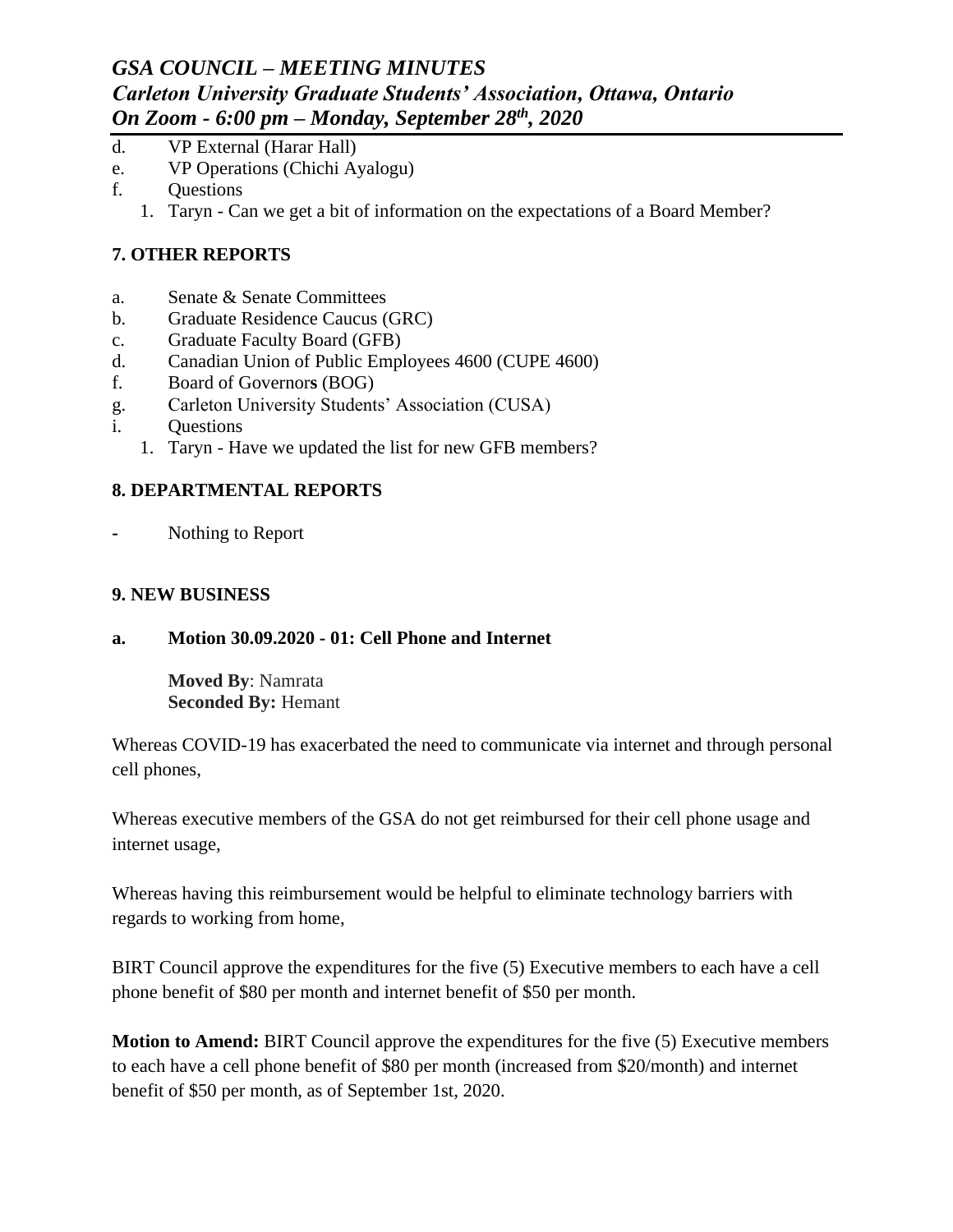d. VP External (Harar Hall)
e. VP Operations (Chichi Ayalogu)
f. Questions
   1. Taryn - Can we get a bit of information on the expectations of a Board Member?

**7. OTHER REPORTS**

a. Senate & Senate Committees
b. Graduate Residence Caucus (GRC)
c. Graduate Faculty Board (GFB)
d. Canadian Union of Public Employees 4600 (CUPE 4600)
f. Board of Governors (BOG)
g. Carleton University Students' Association (CUSA)
i. Questions
   1. Taryn - Have we updated the list for new GFB members?

**8. DEPARTMENTAL REPORTS**

- Nothing to Report

**9. NEW BUSINESS**

**a. Motion 30.09.2020 - 01: Cell Phone and Internet**

**Moved By**: Namrata
**Seconded By:** Hemant

Whereas COVID-19 has exacerbated the need to communicate via internet and through personal cell phones,

Whereas executive members of the GSA do not get reimbursed for their cell phone usage and internet usage,

Whereas having this reimbursement would be helpful to eliminate technology barriers with regards to working from home,

BIRT Council approve the expenditures for the five (5) Executive members to each have a cell phone benefit of $80 per month and internet benefit of $50 per month.

**Motion to Amend:** BIRT Council approve the expenditures for the five (5) Executive members to each have a cell phone benefit of $80 per month (increased from $20/month) and internet benefit of $50 per month, as of September 1st, 2020.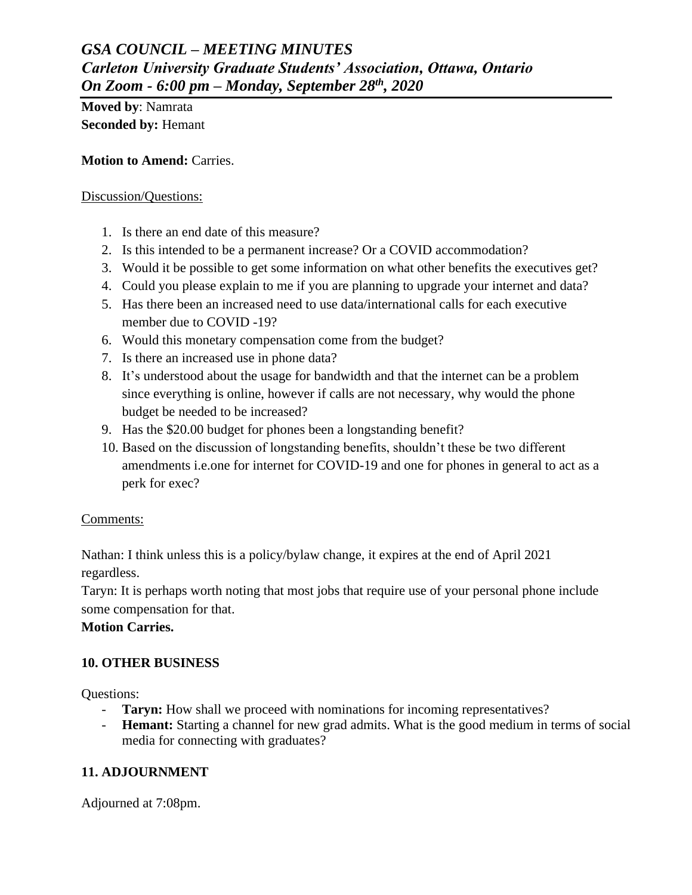**Moved by**: Namrata
**Seconded by:** Hemant

**Motion to Amend:** Carries.

Discussion/Questions:

1. Is there an end date of this measure?
2. Is this intended to be a permanent increase? Or a COVID accommodation?
3. Would it be possible to get some information on what other benefits the executives get?
4. Could you please explain to me if you are planning to upgrade your internet and data?
5. Has there been an increased need to use data/international calls for each executive member due to COVID -19?
6. Would this monetary compensation come from the budget?
7. Is there an increased use in phone data?
8. It's understood about the usage for bandwidth and that the internet can be a problem since everything is online, however if calls are not necessary, why would the phone budget be needed to be increased?
9. Has the $20.00 budget for phones been a longstanding benefit?
10. Based on the discussion of longstanding benefits, shouldn't these be two different amendments i.e.one for internet for COVID-19 and one for phones in general to act as a perk for exec?

Comments:

Nathan: I think unless this is a policy/bylaw change, it expires at the end of April 2021 regardless.
Taryn: It is perhaps worth noting that most jobs that require use of your personal phone include some compensation for that.
**Motion Carries.**

## 10. OTHER BUSINESS

Questions:
- **Taryn:** How shall we proceed with nominations for incoming representatives?
- **Hemant:** Starting a channel for new grad admits. What is the good medium in terms of social media for connecting with graduates?

## 11. ADJOURNMENT

Adjourned at 7:08pm.